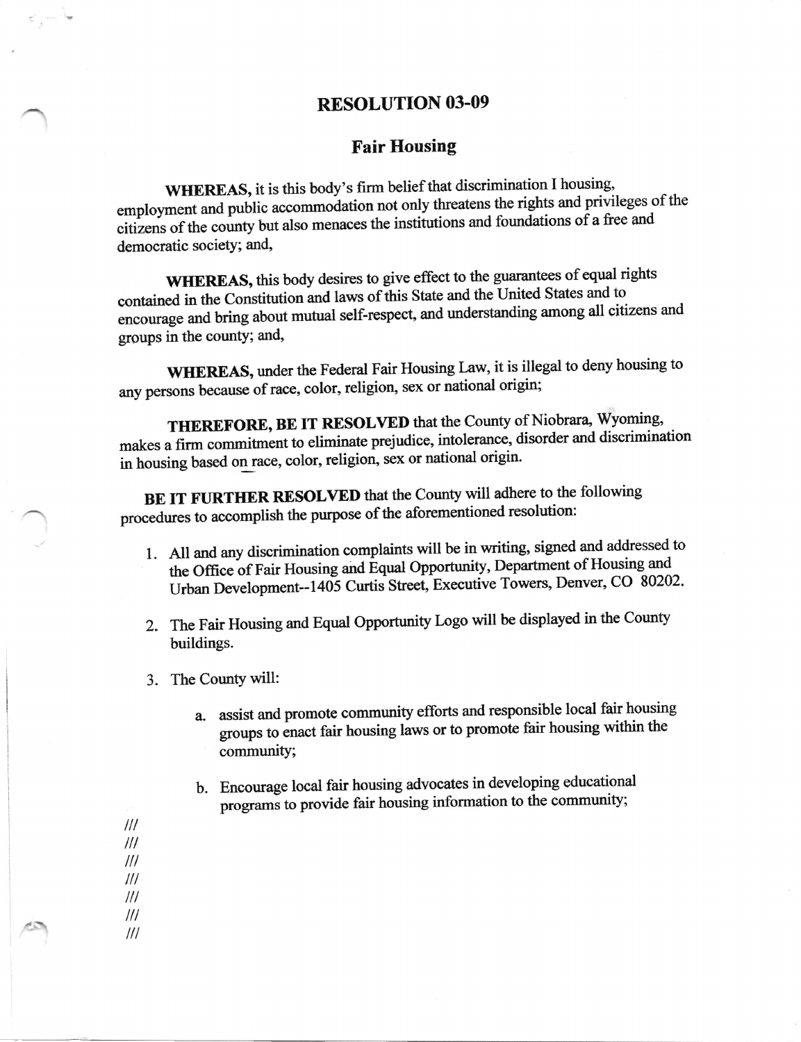# RESOLUTION 03-09

## Fair Housing

**WHEREAS,** it is this body's firm belief that discrimination I housing, employment and public accommodation not only threatens the rights and privileges of the citizens of the county but also menaces the institutions and foundations of a free and democratic society; and,

**WHEREAS,** this body desires to give effect to the guarantees of equal rights contained in the Constitution and laws of this State and the United States and to encourage and bring about mutual self-respect, and understanding among all citizens and groups in the county; and,

**WHEREAS,** under the Federal Fair Housing Law, it is illegal to deny housing to any persons because of race, color, religion, sex or national origin;

**THEREFORE, BE IT RESOLVED** that the County of Niobrara, Wyoming, makes a firm commitment to eliminate prejudice, intolerance, disorder and discrimination in housing based on race, color, religion, sex or national origin.

**BE IT FURTHER RESOLVED** that the County will adhere to the following procedures to accomplish the purpose of the aforementioned resolution:

1. All and any discrimination complaints will be in writing, signed and addressed to the Office of Fair Housing and Equal Opportunity, Department of Housing and Urban Development--1405 Curtis Street, Executive Towers, Denver, CO 80202.

2. The Fair Housing and Equal Opportunity Logo will be displayed in the County buildings.

3. The County will:

   a. assist and promote community efforts and responsible local fair housing groups to enact fair housing laws or to promote fair housing within the community;

   b. Encourage local fair housing advocates in developing educational programs to provide fair housing information to the community;

///
///
///
///
///
///
///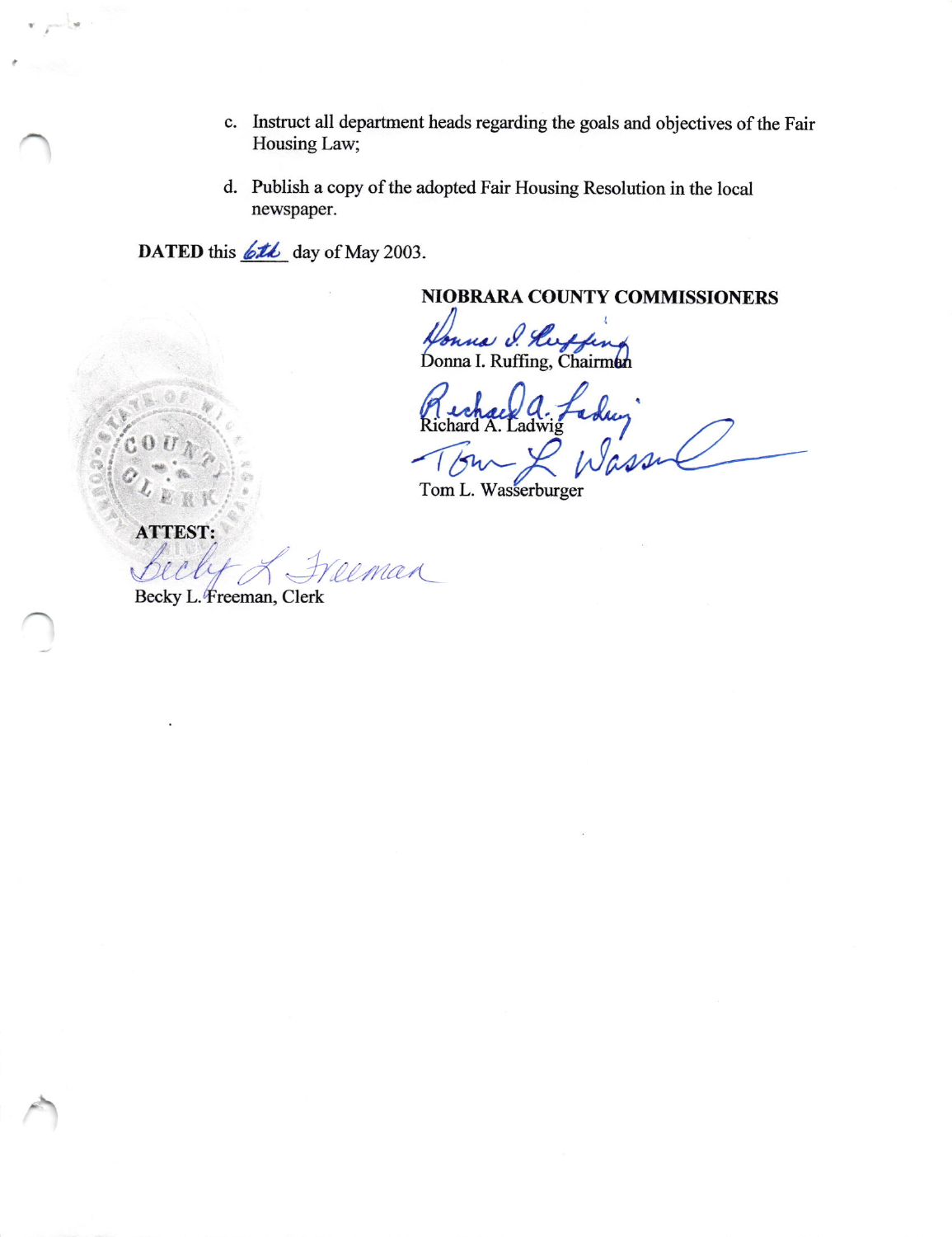c. Instruct all department heads regarding the goals and objectives of the Fair Housing Law;

d. Publish a copy of the adopted Fair Housing Resolution in the local newspaper.

**DATED** this 6th day of May 2003.

**NIOBRARA COUNTY COMMISSIONERS**

Donna I. Ruffing, Chairman

Richard A. Ladwig

Tom L. Wasserburger

**ATTEST:**

Becky L. Freeman, Clerk